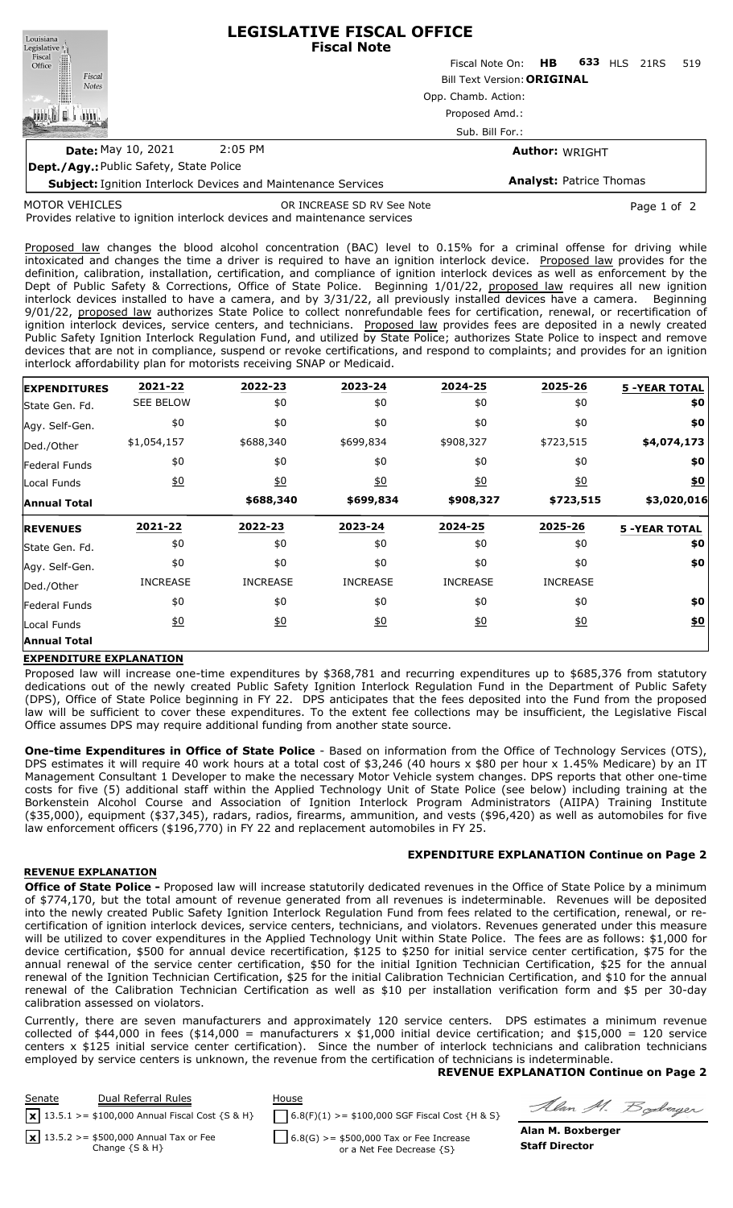# LEGISLATIVE FISCAL OFFICE
## Fiscal Note

Fiscal Note On: **HB 633** HLS 21RS 519

Bill Text Version: **ORIGINAL**

Opp. Chamb. Action:

Proposed Amd.:

Sub. Bill For.:

**Date:** May 10, 2021 2:05 PM

**Author:** WRIGHT

**Dept./Agy.:** Public Safety, State Police

**Subject:** Ignition Interlock Devices and Maintenance Services

**Analyst:** Patrice Thomas

MOTOR VEHICLES OR INCREASE SD RV See Note

Provides relative to ignition interlock devices and maintenance services

Proposed law changes the blood alcohol concentration (BAC) level to 0.15% for a criminal offense for driving while intoxicated and changes the time a driver is required to have an ignition interlock device. Proposed law provides for the definition, calibration, installation, certification, and compliance of ignition interlock devices as well as enforcement by the Dept of Public Safety & Corrections, Office of State Police. Beginning 1/01/22, proposed law requires all new ignition interlock devices installed to have a camera, and by 3/31/22, all previously installed devices have a camera. Beginning 9/01/22, proposed law authorizes State Police to collect nonrefundable fees for certification, renewal, or recertification of ignition interlock devices, service centers, and technicians. Proposed law provides fees are deposited in a newly created Public Safety Ignition Interlock Regulation Fund, and utilized by State Police; authorizes State Police to inspect and remove devices that are not in compliance, suspend or revoke certifications, and respond to complaints; and provides for an ignition interlock affordability plan for motorists receiving SNAP or Medicaid.

| **EXPENDITURES** | **2021-22** | **2022-23** | **2023-24** | **2024-25** | **2025-26** | **5 -YEAR TOTAL** |
|---|---|---|---|---|---|---|
| State Gen. Fd. | SEE BELOW | $0 | $0 | $0 | $0 | **$0** |
| Agy. Self-Gen. | $0 | $0 | $0 | $0 | $0 | **$0** |
| Ded./Other | $1,054,157 | $688,340 | $699,834 | $908,327 | $723,515 | **$4,074,173** |
| Federal Funds | $0 | $0 | $0 | $0 | $0 | **$0** |
| Local Funds | $0 | $0 | $0 | $0 | $0 | **$0** |
| **Annual Total** | | **$688,340** | **$699,834** | **$908,327** | **$723,515** | **$3,020,016** |

| **REVENUES** | **2021-22** | **2022-23** | **2023-24** | **2024-25** | **2025-26** | **5 -YEAR TOTAL** |
|---|---|---|---|---|---|---|
| State Gen. Fd. | $0 | $0 | $0 | $0 | $0 | **$0** |
| Agy. Self-Gen. | $0 | $0 | $0 | $0 | $0 | **$0** |
| Ded./Other | INCREASE | INCREASE | INCREASE | INCREASE | INCREASE | |
| Federal Funds | $0 | $0 | $0 | $0 | $0 | **$0** |
| Local Funds | $0 | $0 | $0 | $0 | $0 | **$0** |
| **Annual Total** | | | | | | |

**EXPENDITURE EXPLANATION**

Proposed law will increase one-time expenditures by $368,781 and recurring expenditures up to $685,376 from statutory dedications out of the newly created Public Safety Ignition Interlock Regulation Fund in the Department of Public Safety (DPS), Office of State Police beginning in FY 22. DPS anticipates that the fees deposited into the Fund from the proposed law will be sufficient to cover these expenditures. To the extent fee collections may be insufficient, the Legislative Fiscal Office assumes DPS may require additional funding from another state source.

**One-time Expenditures in Office of State Police** - Based on information from the Office of Technology Services (OTS), DPS estimates it will require 40 work hours at a total cost of $3,246 (40 hours x $80 per hour x 1.45% Medicare) by an IT Management Consultant 1 Developer to make the necessary Motor Vehicle system changes. DPS reports that other one-time costs for five (5) additional staff within the Applied Technology Unit of State Police (see below) including training at the Borkenstein Alcohol Course and Association of Ignition Interlock Program Administrators (AIIPA) Training Institute ($35,000), equipment ($37,345), radars, radios, firearms, ammunition, and vests ($96,420) as well as automobiles for five law enforcement officers ($196,770) in FY 22 and replacement automobiles in FY 25.

**EXPENDITURE EXPLANATION Continue on Page 2**

**REVENUE EXPLANATION**

**Office of State Police -** Proposed law will increase statutorily dedicated revenues in the Office of State Police by a minimum of $774,170, but the total amount of revenue generated from all revenues is indeterminable. Revenues will be deposited into the newly created Public Safety Ignition Interlock Regulation Fund from fees related to the certification, renewal, or re-certification of ignition interlock devices, service centers, technicians, and violators. Revenues generated under this measure will be utilized to cover expenditures in the Applied Technology Unit within State Police. The fees are as follows: $1,000 for device certification, $500 for annual device recertification, $125 to $250 for initial service center certification, $75 for the annual renewal of the service center certification, $50 for the initial Ignition Technician Certification, $25 for the annual renewal of the Ignition Technician Certification, $25 for the initial Calibration Technician Certification, and $10 for the annual renewal of the Calibration Technician Certification as well as $10 per installation verification form and $5 per 30-day calibration assessed on violators.

Currently, there are seven manufacturers and approximately 120 service centers. DPS estimates a minimum revenue collected of $44,000 in fees ($14,000 = manufacturers x $1,000 initial device certification; and $15,000 = 120 service centers x $125 initial service center certification). Since the number of interlock technicians and calibration technicians employed by service centers is unknown, the revenue from the certification of technicians is indeterminable.

**REVENUE EXPLANATION Continue on Page 2**

| Senate | Dual Referral Rules | House |
|---|---|---|
| [x] 13.5.1 >= $100,000 Annual Fiscal Cost {S & H} | | [ ] 6.8(F)(1) >= $100,000 SGF Fiscal Cost {H & S} |
| [x] 13.5.2 >= $500,000 Annual Tax or Fee Change {S & H} | | [ ] 6.8(G) >= $500,000 Tax or Fee Increase or a Net Fee Decrease {S} |

**Alan M. Boxberger**
**Staff Director**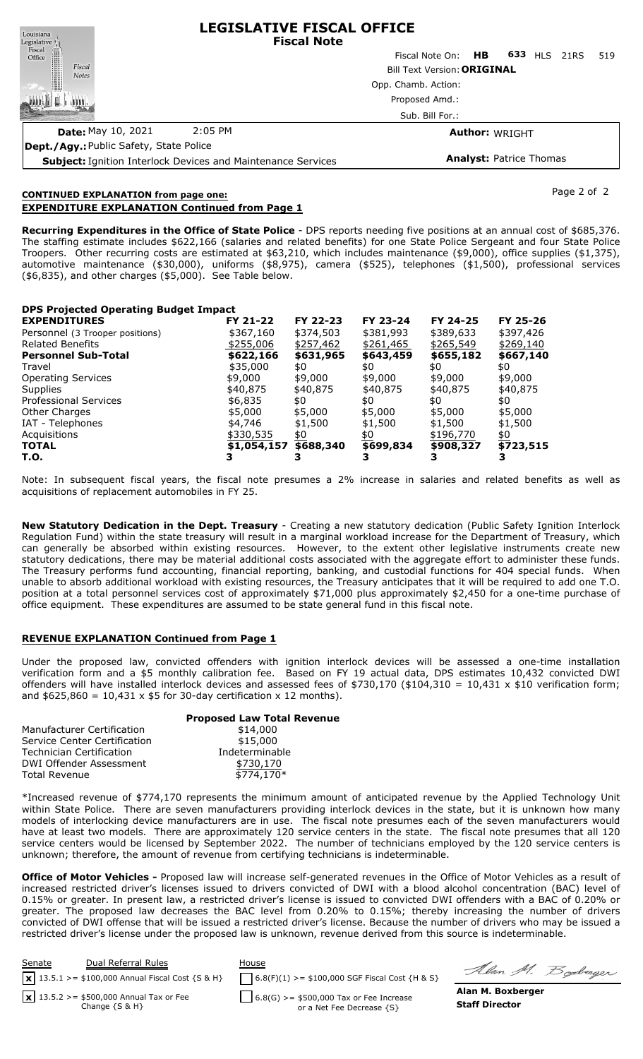# LEGISLATIVE FISCAL OFFICE
## Fiscal Note

Fiscal Note On: **HB 633** HLS 21RS 519

Bill Text Version: **ORIGINAL**

Opp. Chamb. Action:

Proposed Amd.:

Sub. Bill For.:

**Date:** May 10, 2021 2:05 PM

**Author:** WRIGHT

**Dept./Agy.:** Public Safety, State Police

**Subject:** Ignition Interlock Devices and Maintenance Services

**Analyst:** Patrice Thomas

### CONTINUED EXPLANATION from page one:
### EXPENDITURE EXPLANATION Continued from Page 1

**Recurring Expenditures in the Office of State Police** - DPS reports needing five positions at an annual cost of $685,376. The staffing estimate includes $622,166 (salaries and related benefits) for one State Police Sergeant and four State Police Troopers. Other recurring costs are estimated at $63,210, which includes maintenance ($9,000), office supplies ($1,375), automotive maintenance ($30,000), uniforms ($8,975), camera ($525), telephones ($1,500), professional services ($6,835), and other charges ($5,000). See Table below.

**DPS Projected Operating Budget Impact**

| EXPENDITURES | FY 21-22 | FY 22-23 | FY 23-24 | FY 24-25 | FY 25-26 |
|---|---|---|---|---|---|
| Personnel (3 Trooper positions) | $367,160 | $374,503 | $381,993 | $389,633 | $397,426 |
| Related Benefits | $255,006 | $257,462 | $261,465 | $265,549 | $269,140 |
| **Personnel Sub-Total** | **$622,166** | **$631,965** | **$643,459** | **$655,182** | **$667,140** |
| Travel | $35,000 | $0 | $0 | $0 | $0 |
| Operating Services | $9,000 | $9,000 | $9,000 | $9,000 | $9,000 |
| Supplies | $40,875 | $40,875 | $40,875 | $40,875 | $40,875 |
| Professional Services | $6,835 | $0 | $0 | $0 | $0 |
| Other Charges | $5,000 | $5,000 | $5,000 | $5,000 | $5,000 |
| IAT - Telephones | $4,746 | $1,500 | $1,500 | $1,500 | $1,500 |
| Acquisitions | $330,535 | $0 | $0 | $196,770 | $0 |
| **TOTAL** | **$1,054,157** | **$688,340** | **$699,834** | **$908,327** | **$723,515** |
| **T.O.** | **3** | **3** | **3** | **3** | **3** |

Note: In subsequent fiscal years, the fiscal note presumes a 2% increase in salaries and related benefits as well as acquisitions of replacement automobiles in FY 25.

**New Statutory Dedication in the Dept. Treasury** - Creating a new statutory dedication (Public Safety Ignition Interlock Regulation Fund) within the state treasury will result in a marginal workload increase for the Department of Treasury, which can generally be absorbed within existing resources. However, to the extent other legislative instruments create new statutory dedications, there may be material additional costs associated with the aggregate effort to administer these funds. The Treasury performs fund accounting, financial reporting, banking, and custodial functions for 404 special funds. When unable to absorb additional workload with existing resources, the Treasury anticipates that it will be required to add one T.O. position at a total personnel services cost of approximately $71,000 plus approximately $2,450 for a one-time purchase of office equipment. These expenditures are assumed to be state general fund in this fiscal note.

### REVENUE EXPLANATION Continued from Page 1

Under the proposed law, convicted offenders with ignition interlock devices will be assessed a one-time installation verification form and a $5 monthly calibration fee. Based on FY 19 actual data, DPS estimates 10,432 convicted DWI offenders will have installed interlock devices and assessed fees of $730,170 ($104,310 = 10,431 x $10 verification form; and $625,860 = 10,431 x $5 for 30-day certification x 12 months).

| | Proposed Law Total Revenue |
|---|---|
| Manufacturer Certification | $14,000 |
| Service Center Certification | $15,000 |
| Technician Certification | Indeterminable |
| DWI Offender Assessment | $730,170 |
| Total Revenue | $774,170* |

*Increased revenue of $774,170 represents the minimum amount of anticipated revenue by the Applied Technology Unit within State Police. There are seven manufacturers providing interlock devices in the state, but it is unknown how many models of interlocking device manufacturers are in use. The fiscal note presumes each of the seven manufacturers would have at least two models. There are approximately 120 service centers in the state. The fiscal note presumes that all 120 service centers would be licensed by September 2022. The number of technicians employed by the 120 service centers is unknown; therefore, the amount of revenue from certifying technicians is indeterminable.

**Office of Motor Vehicles -** Proposed law will increase self-generated revenues in the Office of Motor Vehicles as a result of increased restricted driver's licenses issued to drivers convicted of DWI with a blood alcohol concentration (BAC) level of 0.15% or greater. In present law, a restricted driver's license is issued to convicted DWI offenders with a BAC of 0.20% or greater. The proposed law decreases the BAC level from 0.20% to 0.15%; thereby increasing the number of drivers convicted of DWI offense that will be issued a restricted driver's license. Because the number of drivers who may be issued a restricted driver's license under the proposed law is unknown, revenue derived from this source is indeterminable.

| Senate | Dual Referral Rules | House |
|---|---|---|
| [x] | 13.5.1 >= $100,000 Annual Fiscal Cost {S & H} | [ ] 6.8(F)(1) >= $100,000 SGF Fiscal Cost {H & S} |
| [x] | 13.5.2 >= $500,000 Annual Tax or Fee Change {S & H} | [ ] 6.8(G) >= $500,000 Tax or Fee Increase or a Net Fee Decrease {S} |

**Alan M. Boxberger**
**Staff Director**